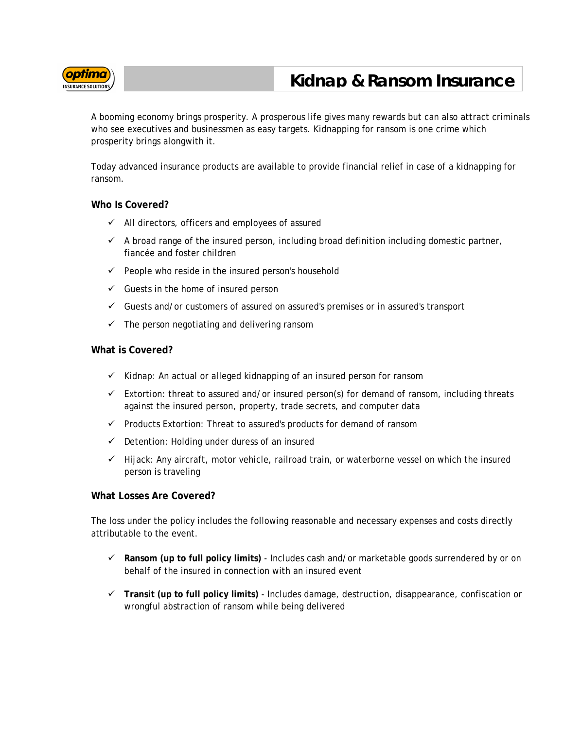# Kidnap & Ransom Insurance

A booming economy brings prosperity. A prosperous life gives many rewards but can also attract criminals who see executives and businessmen as easy targets. Kidnapping for ransom is one crime which prosperity brings alongwith it.

Today advanced insurance products are available to provide financial relief in case of a kidnapping for ransom.

**Who Is Covered?**

- ✓ All directors, officers and employees of assured
- ✓ A broad range of the insured person, including broad definition including domestic partner, fiancée and foster children
- ✓ People who reside in the insured person's household
- ✓ Guests in the home of insured person
- ✓ Guests and/or customers of assured on assured's premises or in assured's transport
- ✓ The person negotiating and delivering ransom

**What is Covered?**

- ✓ Kidnap: An actual or alleged kidnapping of an insured person for ransom
- ✓ Extortion: threat to assured and/or insured person(s) for demand of ransom, including threats against the insured person, property, trade secrets, and computer data
- ✓ Products Extortion: Threat to assured's products for demand of ransom
- ✓ Detention: Holding under duress of an insured
- ✓ Hijack: Any aircraft, motor vehicle, railroad train, or waterborne vessel on which the insured person is traveling

**What Losses Are Covered?**

The loss under the policy includes the following reasonable and necessary expenses and costs directly attributable to the event.

- ✓ **Ransom (up to full policy limits)** - Includes cash and/or marketable goods surrendered by or on behalf of the insured in connection with an insured event
- ✓ **Transit (up to full policy limits)** - Includes damage, destruction, disappearance, confiscation or wrongful abstraction of ransom while being delivered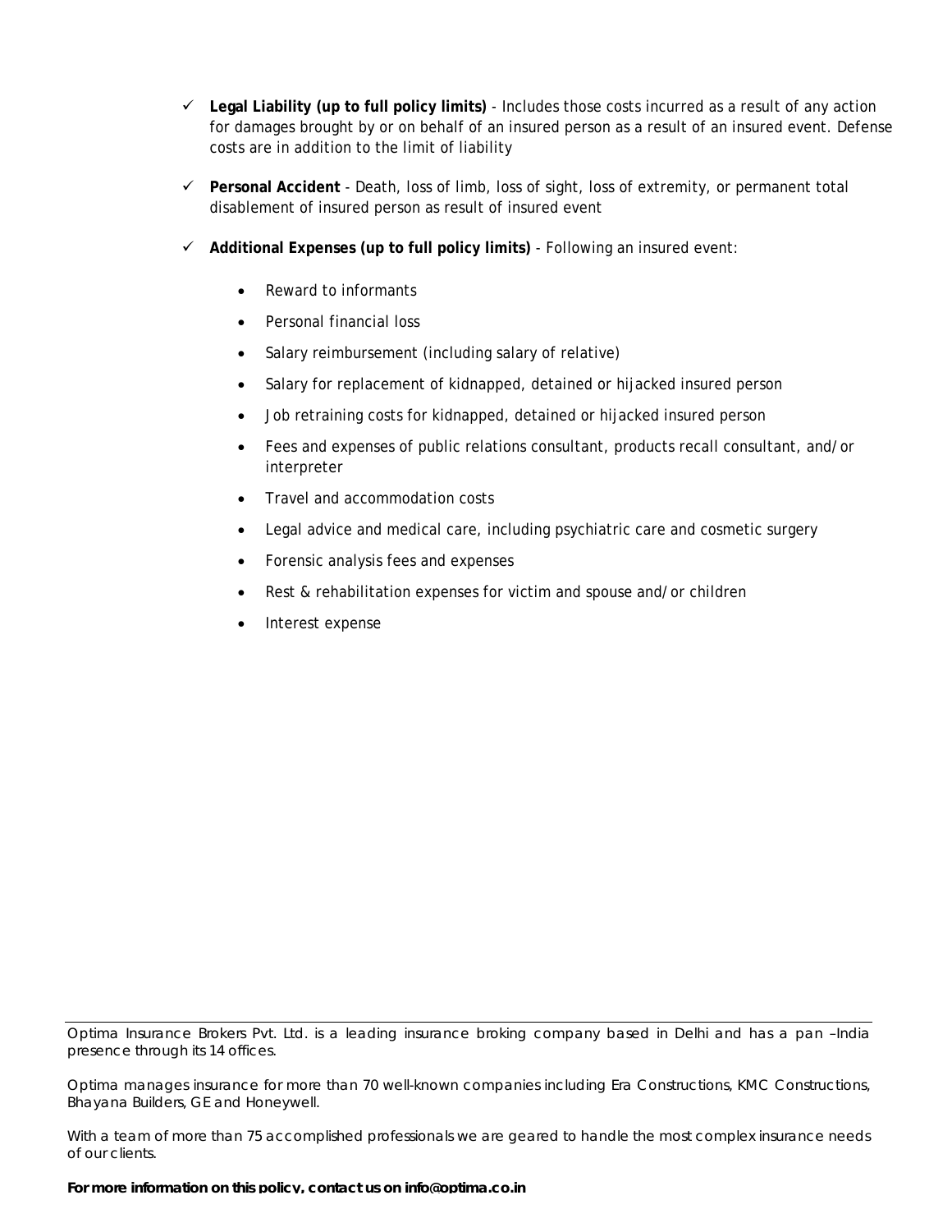- ✓ **Legal Liability (up to full policy limits)** - Includes those costs incurred as a result of any action for damages brought by or on behalf of an insured person as a result of an insured event. Defense costs are in addition to the limit of liability

- ✓ **Personal Accident** - Death, loss of limb, loss of sight, loss of extremity, or permanent total disablement of insured person as result of insured event

- ✓ **Additional Expenses (up to full policy limits)** - Following an insured event:

  - Reward to informants
  - Personal financial loss
  - Salary reimbursement (including salary of relative)
  - Salary for replacement of kidnapped, detained or hijacked insured person
  - Job retraining costs for kidnapped, detained or hijacked insured person
  - Fees and expenses of public relations consultant, products recall consultant, and/or interpreter
  - Travel and accommodation costs
  - Legal advice and medical care, including psychiatric care and cosmetic surgery
  - Forensic analysis fees and expenses
  - Rest & rehabilitation expenses for victim and spouse and/or children
  - Interest expense

---

*Optima Insurance Brokers Pvt. Ltd. is a leading insurance broking company based in Delhi and has a pan –India presence through its 14 offices.*

*Optima manages insurance for more than 70 well-known companies including Era Constructions, KMC Constructions, Bhayana Builders, GE and Honeywell.*

*With a team of more than 75 accomplished professionals we are geared to handle the most complex insurance needs of our clients.*

***For more information on this policy, contact us on info@optima.co.in***